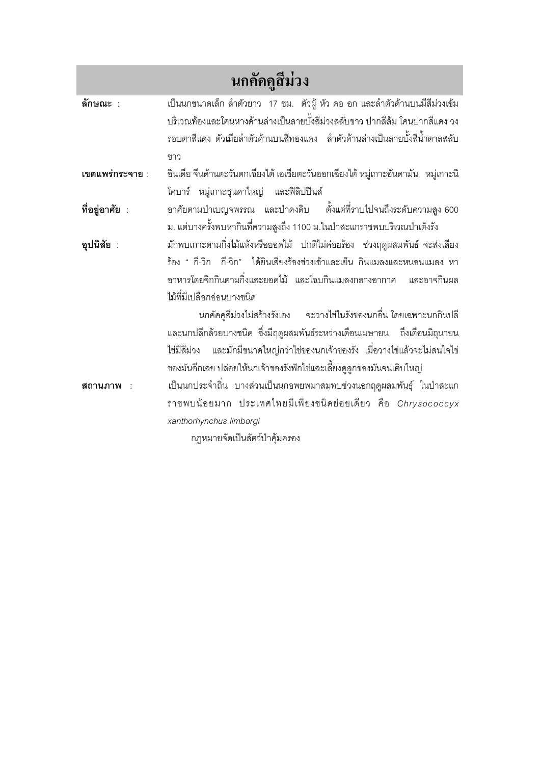# นกคัคคูสีม่วง

**ลักษณะ** : เป็นนกขนาดเล็ก ลำตัวยาว 17 ซม. ตัวผู้ หัว คอ อก และลำตัวด้านบนมีสีม่วงเข้ม บริเวณท้องและโคนหางด้านล่างเป็นลายบั้งสีม่วงสลับขาว ปากสีส้ม โคนปากสีแดง วงรอบตาสีแดง ตัวเมียลำตัวด้านบนสีทองแดง ลำตัวด้านล่างเป็นลายบั้งสีน้ำตาลสลับขาว

**เขตแพร่กระจาย** : อินเดีย จีนด้านตะวันตกเฉียงใต้ เอเชียตะวันออกเฉียงใต้ หมู่เกาะอันดามัน หมู่เกาะนิโคบาร์ หมู่เกาะซุนดาใหญ่ และฟิลิปปินส์

**ที่อยู่อาศัย** : อาศัยตามป่าเบญจพรรณ และป่าดงดิบ ตั้งแต่ที่ราบไปจนถึงระดับความสูง 600 ม. แต่บางครั้งพบหากินที่ความสูงถึง 1100 ม.ในป่าสะแกราชพบบริเวณป่าเต็งรัง

**อุปนิสัย** : มักพบเกาะตามกิ่งไม้แห้งหรือยอดไม้ ปกติไม่ค่อยร้อง ช่วงฤดูผสมพันธ์ จะส่งเสียงร้อง " กี-วิก กี-วิก" ได้ยินเสียงร้องช่วงเช้าและเย็น กินแมลงและหนอนแมลง หาอาหารโดยจิกกินตามกิ่งและยอดไม้ และโฉบกินแมลงกลางอากาศ และอาจกินผลไม้ที่มีเปลือกอ่อนบางชนิด

นกคัคคูสีม่วงไม่สร้างรังเอง จะวางไข่ในรังของนกอื่น โดยเฉพาะนกกินปลีและนกปลีกล้วยบางชนิด ซึ่งมีฤดูผสมพันธ์ระหว่างเดือนเมษายน ถึงเดือนมิถุนายน ไข่มีสีม่วง และมักมีขนาดใหญ่กว่าไข่ของนกเจ้าของรัง เมื่อวางไข่แล้วจะไม่สนใจไข่ของมันอีกเลย ปล่อยให้นกเจ้าของรังฟักไข่และเลี้ยงดูลูกของมันจนเติบใหญ่

**สถานภาพ** : เป็นนกประจำถิ่น บางส่วนเป็นนกอพยพมาสมทบช่วงนอกฤดูผสมพันธุ์ ในป่าสะแกราชพบน้อยมาก ประเทศไทยมีเพียงชนิดย่อยเดียว คือ *Chrysococcyx xanthorhynchus limborgi*

กฎหมายจัดเป็นสัตว์ป่าคุ้มครอง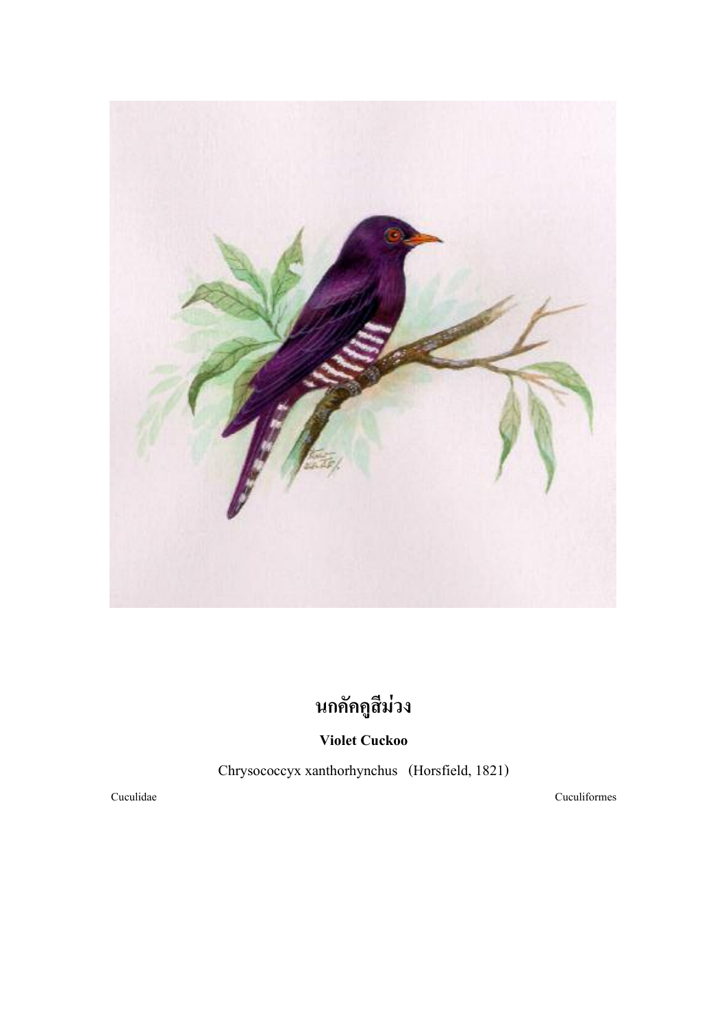# นกคัคคูสีม่วง

**Violet Cuckoo**

Chrysococcyx xanthorhynchus (Horsfield, 1821)

Cuculidae

Cuculiformes